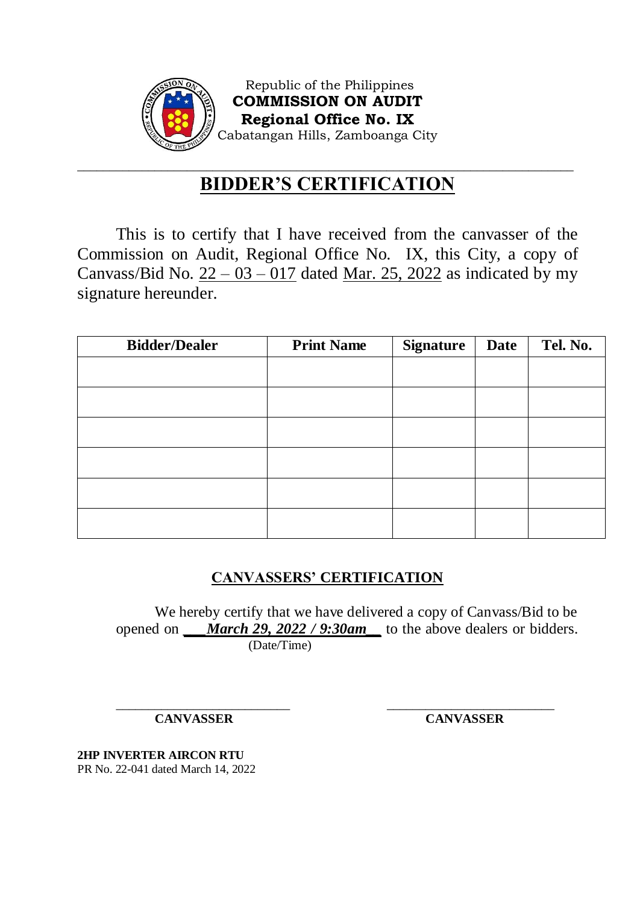Republic of the Philippines
**COMMISSION ON AUDIT**
**Regional Office No. IX**
Cabatangan Hills, Zamboanga City

# BIDDER'S CERTIFICATION

This is to certify that I have received from the canvasser of the Commission on Audit, Regional Office No. IX, this City, a copy of Canvass/Bid No. 22 – 03 – 017 dated Mar. 25, 2022 as indicated by my signature hereunder.

| Bidder/Dealer | Print Name | Signature | Date | Tel. No. |
|---|---|---|---|---|
| | | | | |
| | | | | |
| | | | | |
| | | | | |
| | | | | |
| | | | | |

## CANVASSERS' CERTIFICATION

We hereby certify that we have delivered a copy of Canvass/Bid to be opened on ***March 29, 2022 / 9:30am*** to the above dealers or bidders.
(Date/Time)

\_\_\_\_\_\_\_\_\_\_\_\_\_\_\_\_\_\_\_\_\_\_\_\_\_\_ \_\_\_\_\_\_\_\_\_\_\_\_\_\_\_\_\_\_\_\_\_\_\_\_\_\_
**CANVASSER** **CANVASSER**

**2HP INVERTER AIRCON RTU**
PR No. 22-041 dated March 14, 2022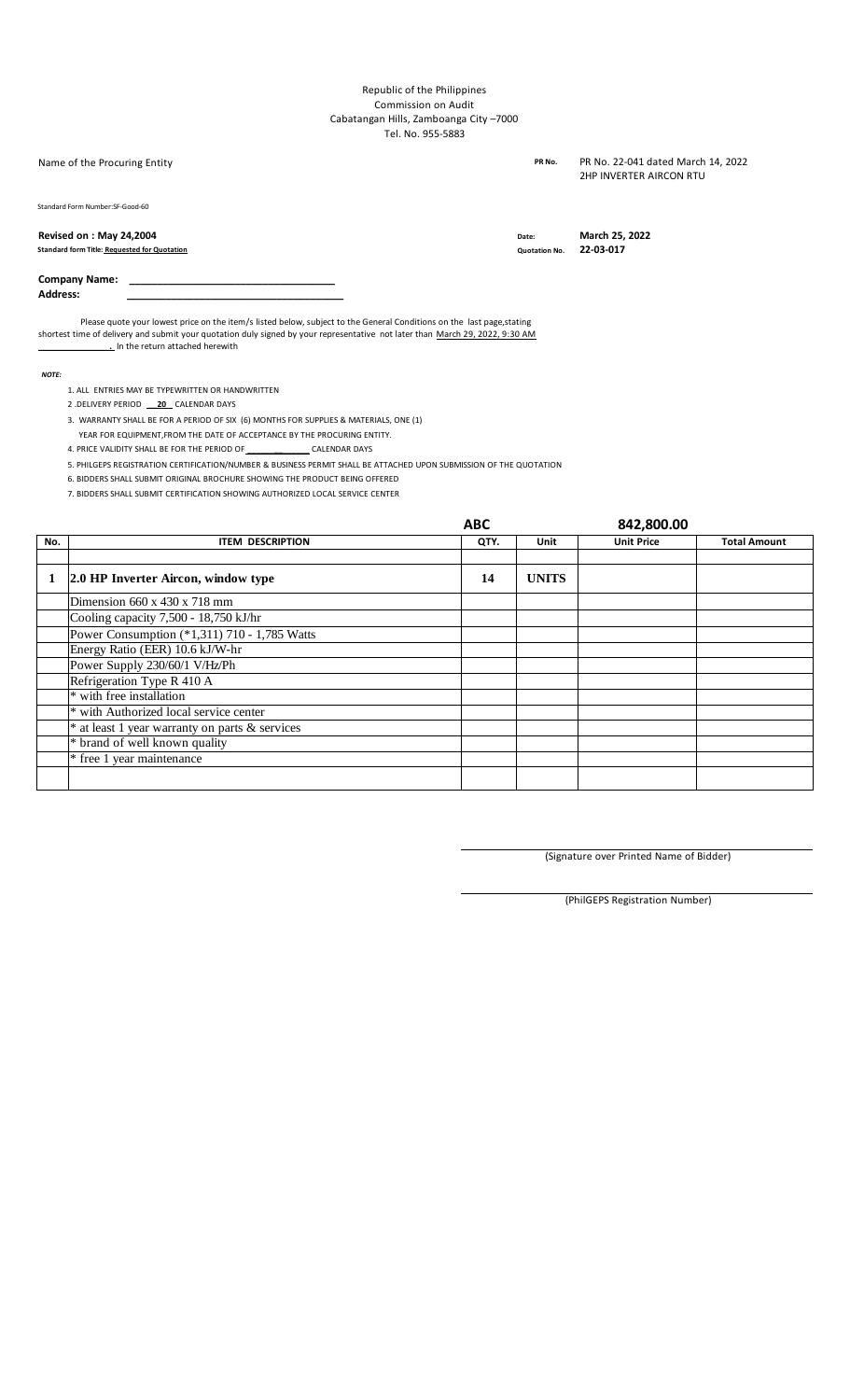Republic of the Philippines
Commission on Audit
Cabatangan Hills, Zamboanga City –7000
Tel. No. 955-5883

Name of the Procuring Entity

**PR No.** PR No. 22-041 dated March 14, 2022
2HP INVERTER AIRCON RTU

Standard Form Number:SF-Good-60

**Revised on : May 24,2004**
**Standard form Title: Requested for Quotation**

**Date:** **March 25, 2022**
**Quotation No.** **22-03-017**

**Company Name:** ______________________________
**Address:** ______________________________

Please quote your lowest price on the item/s listed below, subject to the General Conditions on the last page,stating shortest time of delivery and submit your quotation duly signed by your representative not later than March 29, 2022, 9:30 AM ______________. in the return attached herewith

***NOTE:***

1. ALL ENTRIES MAY BE TYPEWRITTEN OR HANDWRITTEN
2. DELIVERY PERIOD ___20___ CALENDAR DAYS
3. WARRANTY SHALL BE FOR A PERIOD OF SIX (6) MONTHS FOR SUPPLIES & MATERIALS, ONE (1) YEAR FOR EQUIPMENT,FROM THE DATE OF ACCEPTANCE BY THE PROCURING ENTITY.
4. PRICE VALIDITY SHALL BE FOR THE PERIOD OF ______________ CALENDAR DAYS
5. PHILGEPS REGISTRATION CERTIFICATION/NUMBER & BUSINESS PERMIT SHALL BE ATTACHED UPON SUBMISSION OF THE QUOTATION
6. BIDDERS SHALL SUBMIT ORIGINAL BROCHURE SHOWING THE PRODUCT BEING OFFERED
7. BIDDERS SHALL SUBMIT CERTIFICATION SHOWING AUTHORIZED LOCAL SERVICE CENTER

| | | **ABC** | | **842,800.00** | |
|---|---|---|---|---|---|
| **No.** | **ITEM DESCRIPTION** | **QTY.** | **Unit** | **Unit Price** | **Total Amount** |
| | | | | | |
| **1** | **2.0 HP Inverter Aircon, window type** | **14** | **UNITS** | | |
| | Dimension 660 x 430 x 718 mm | | | | |
| | Cooling capacity 7,500 - 18,750 kJ/hr | | | | |
| | Power Consumption (*1,311) 710 - 1,785 Watts | | | | |
| | Energy Ratio (EER) 10.6 kJ/W-hr | | | | |
| | Power Supply 230/60/1 V/Hz/Ph | | | | |
| | Refrigeration Type R 410 A | | | | |
| | * with free installation | | | | |
| | * with Authorized local service center | | | | |
| | * at least 1 year warranty on parts & services | | | | |
| | * brand of well known quality | | | | |
| | * free 1 year maintenance | | | | |
| | | | | | |

______________________________
(Signature over Printed Name of Bidder)

______________________________
(PhilGEPS Registration Number)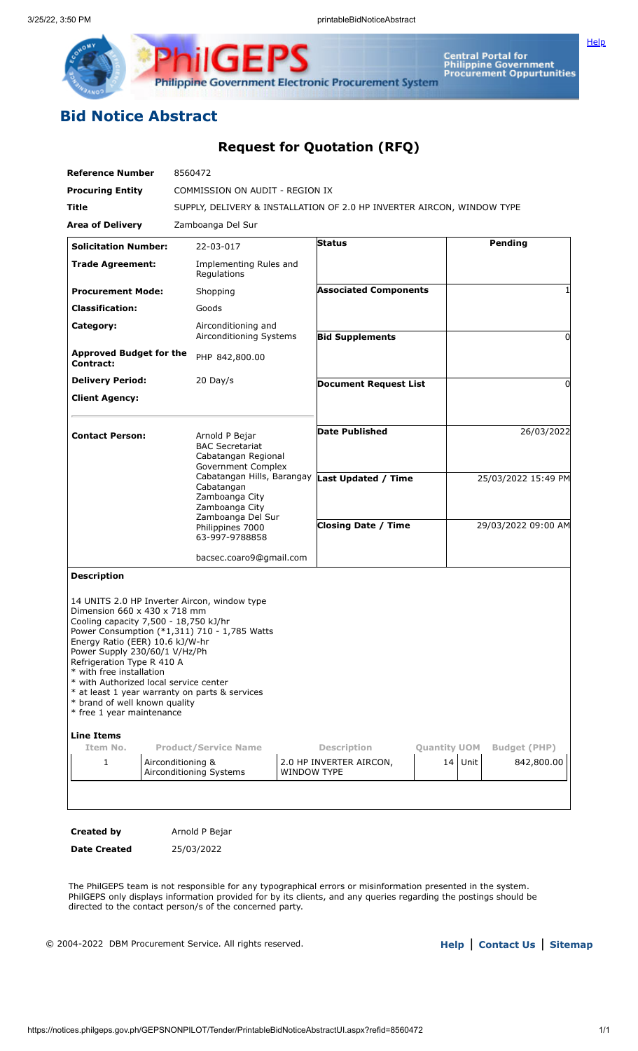# Bid Notice Abstract

## Request for Quotation (RFQ)

| | |
|---|---|
| **Reference Number** | 8560472 |
| **Procuring Entity** | COMMISSION ON AUDIT - REGION IX |
| **Title** | SUPPLY, DELIVERY & INSTALLATION OF 2.0 HP INVERTER AIRCON, WINDOW TYPE |
| **Area of Delivery** | Zamboanga Del Sur |

| | | | |
|---|---|---|---|
| **Solicitation Number:** | 22-03-017 | **Status** | **Pending** |
| **Trade Agreement:** | Implementing Rules and Regulations | | |
| **Procurement Mode:** | Shopping | **Associated Components** | 1 |
| **Classification:** | Goods | | |
| **Category:** | Airconditioning and Airconditioning Systems | **Bid Supplements** | 0 |
| **Approved Budget for the Contract:** | PHP 842,800.00 | | |
| **Delivery Period:** | 20 Day/s | **Document Request List** | 0 |
| **Client Agency:** | | | |
| **Contact Person:** | Arnold P Bejar<br>BAC Secretariat<br>Cabatangan Regional Government Complex<br>Cabatangan Hills, Barangay Cabatangan<br>Zamboanga City<br>Zamboanga City<br>Zamboanga Del Sur<br>Philippines 7000<br>63-997-9788858<br><br>bacsec.coaro9@gmail.com | **Date Published** | 26/03/2022 |
| | | **Last Updated / Time** | 25/03/2022 15:49 PM |
| | | **Closing Date / Time** | 29/03/2022 09:00 AM |

**Description**

14 UNITS 2.0 HP Inverter Aircon, window type
Dimension 660 x 430 x 718 mm
Cooling capacity 7,500 - 18,750 kJ/hr
Power Consumption (*1,311) 710 - 1,785 Watts
Energy Ratio (EER) 10.6 kJ/W-hr
Power Supply 230/60/1 V/Hz/Ph
Refrigeration Type R 410 A
* with free installation
* with Authorized local service center
* at least 1 year warranty on parts & services
* brand of well known quality
* free 1 year maintenance

**Line Items**

| Item No. | Product/Service Name | Description | Quantity | UOM | Budget (PHP) |
|---|---|---|---|---|---|
| 1 | Airconditioning & Airconditioning Systems | 2.0 HP INVERTER AIRCON, WINDOW TYPE | 14 | Unit | 842,800.00 |

| | |
|---|---|
| **Created by** | Arnold P Bejar |
| **Date Created** | 25/03/2022 |

The PhilGEPS team is not responsible for any typographical errors or misinformation presented in the system. PhilGEPS only displays information provided for by its clients, and any queries regarding the postings should be directed to the contact person/s of the concerned party.

© 2004-2022 DBM Procurement Service. All rights reserved.

**Help** | **Contact Us** | **Sitemap**